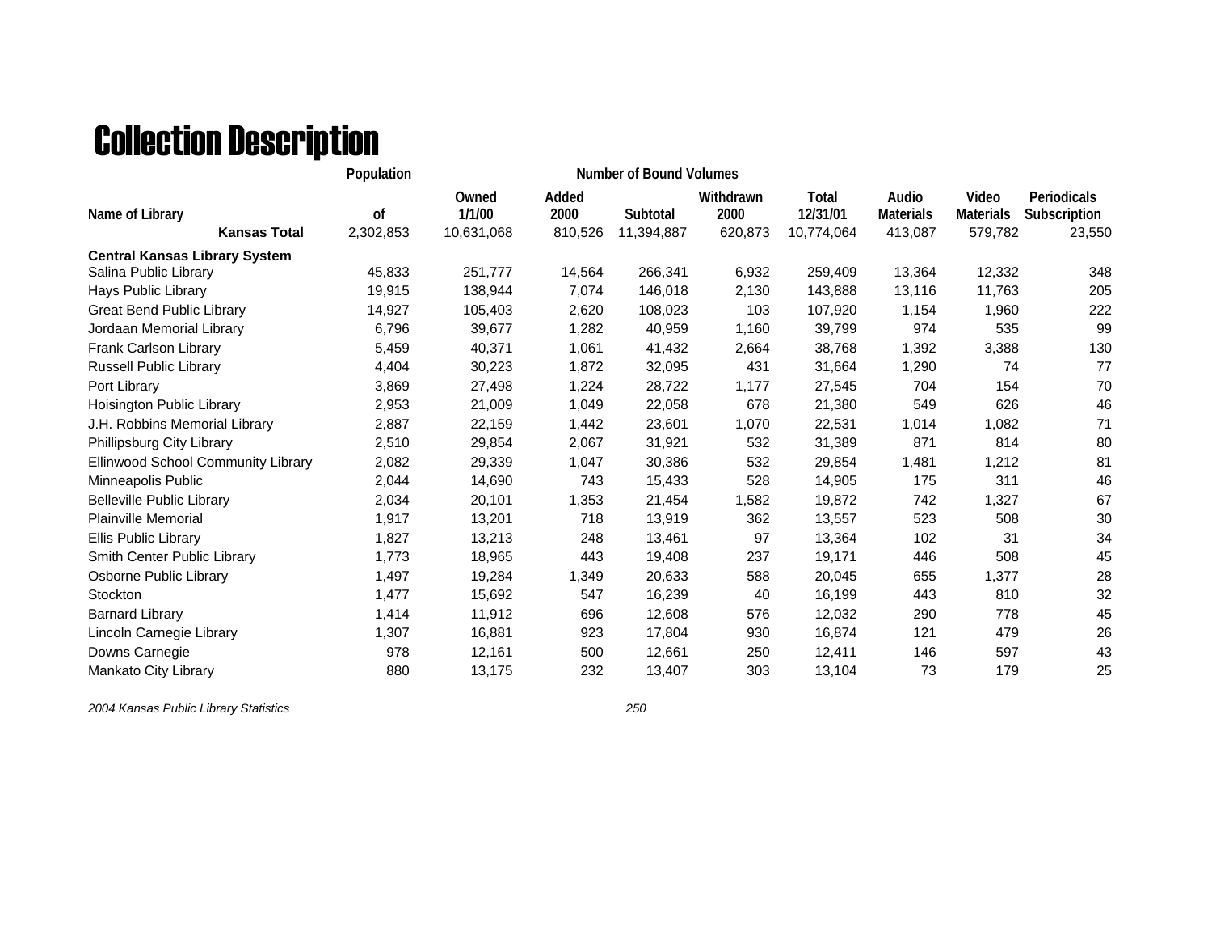# Collection Description

| Name of Library | Population of | Owned 1/1/00 | Added 2000 | Subtotal | Withdrawn 2000 | Total 12/31/01 | Audio Materials | Video Materials | Periodicals Subscription |
|---|---|---|---|---|---|---|---|---|---|
| | | Number of Bound Volumes | | | | | | | |
| **Kansas Total** | 2,302,853 | 10,631,068 | 810,526 | 11,394,887 | 620,873 | 10,774,064 | 413,087 | 579,782 | 23,550 |
| **Central Kansas Library System** | | | | | | | | | |
| Salina Public Library | 45,833 | 251,777 | 14,564 | 266,341 | 6,932 | 259,409 | 13,364 | 12,332 | 348 |
| Hays Public Library | 19,915 | 138,944 | 7,074 | 146,018 | 2,130 | 143,888 | 13,116 | 11,763 | 205 |
| Great Bend Public Library | 14,927 | 105,403 | 2,620 | 108,023 | 103 | 107,920 | 1,154 | 1,960 | 222 |
| Jordaan Memorial Library | 6,796 | 39,677 | 1,282 | 40,959 | 1,160 | 39,799 | 974 | 535 | 99 |
| Frank Carlson Library | 5,459 | 40,371 | 1,061 | 41,432 | 2,664 | 38,768 | 1,392 | 3,388 | 130 |
| Russell Public Library | 4,404 | 30,223 | 1,872 | 32,095 | 431 | 31,664 | 1,290 | 74 | 77 |
| Port Library | 3,869 | 27,498 | 1,224 | 28,722 | 1,177 | 27,545 | 704 | 154 | 70 |
| Hoisington Public Library | 2,953 | 21,009 | 1,049 | 22,058 | 678 | 21,380 | 549 | 626 | 46 |
| J.H. Robbins Memorial Library | 2,887 | 22,159 | 1,442 | 23,601 | 1,070 | 22,531 | 1,014 | 1,082 | 71 |
| Phillipsburg City Library | 2,510 | 29,854 | 2,067 | 31,921 | 532 | 31,389 | 871 | 814 | 80 |
| Ellinwood School Community Library | 2,082 | 29,339 | 1,047 | 30,386 | 532 | 29,854 | 1,481 | 1,212 | 81 |
| Minneapolis Public | 2,044 | 14,690 | 743 | 15,433 | 528 | 14,905 | 175 | 311 | 46 |
| Belleville Public Library | 2,034 | 20,101 | 1,353 | 21,454 | 1,582 | 19,872 | 742 | 1,327 | 67 |
| Plainville Memorial | 1,917 | 13,201 | 718 | 13,919 | 362 | 13,557 | 523 | 508 | 30 |
| Ellis Public Library | 1,827 | 13,213 | 248 | 13,461 | 97 | 13,364 | 102 | 31 | 34 |
| Smith Center Public Library | 1,773 | 18,965 | 443 | 19,408 | 237 | 19,171 | 446 | 508 | 45 |
| Osborne Public Library | 1,497 | 19,284 | 1,349 | 20,633 | 588 | 20,045 | 655 | 1,377 | 28 |
| Stockton | 1,477 | 15,692 | 547 | 16,239 | 40 | 16,199 | 443 | 810 | 32 |
| Barnard Library | 1,414 | 11,912 | 696 | 12,608 | 576 | 12,032 | 290 | 778 | 45 |
| Lincoln Carnegie Library | 1,307 | 16,881 | 923 | 17,804 | 930 | 16,874 | 121 | 479 | 26 |
| Downs Carnegie | 978 | 12,161 | 500 | 12,661 | 250 | 12,411 | 146 | 597 | 43 |
| Mankato City Library | 880 | 13,175 | 232 | 13,407 | 303 | 13,104 | 73 | 179 | 25 |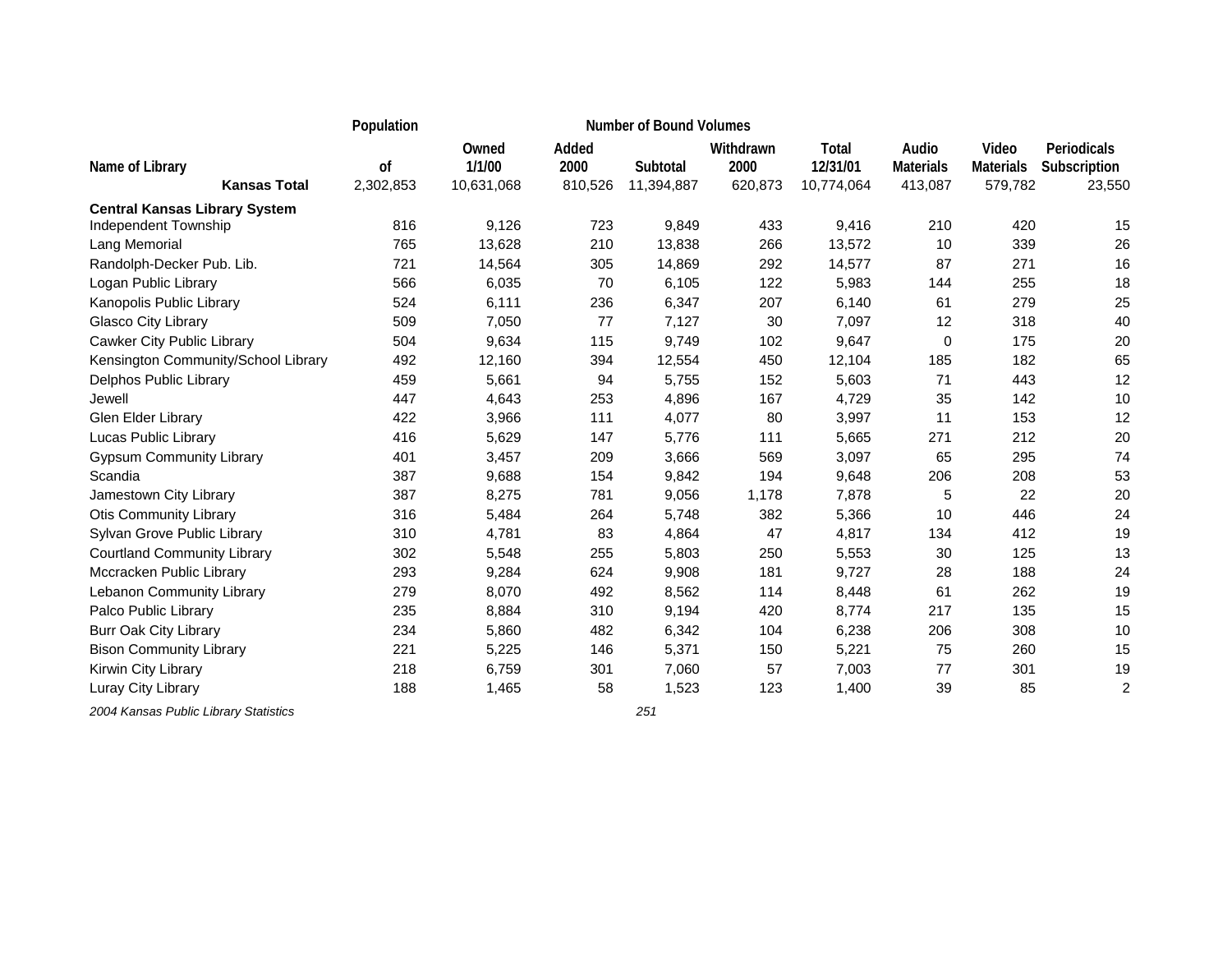| Name of Library | Population of | Number of Bound Volumes Owned 1/1/00 | Added 2000 | Subtotal | Withdrawn 2000 | Total 12/31/01 | Audio Materials | Video Materials | Periodicals Subscription |
|---|---|---|---|---|---|---|---|---|---|
| **Kansas Total** | 2,302,853 | 10,631,068 | 810,526 | 11,394,887 | 620,873 | 10,774,064 | 413,087 | 579,782 | 23,550 |
| **Central Kansas Library System** | | | | | | | | | |
| Independent Township | 816 | 9,126 | 723 | 9,849 | 433 | 9,416 | 210 | 420 | 15 |
| Lang Memorial | 765 | 13,628 | 210 | 13,838 | 266 | 13,572 | 10 | 339 | 26 |
| Randolph-Decker Pub. Lib. | 721 | 14,564 | 305 | 14,869 | 292 | 14,577 | 87 | 271 | 16 |
| Logan Public Library | 566 | 6,035 | 70 | 6,105 | 122 | 5,983 | 144 | 255 | 18 |
| Kanopolis Public Library | 524 | 6,111 | 236 | 6,347 | 207 | 6,140 | 61 | 279 | 25 |
| Glasco City Library | 509 | 7,050 | 77 | 7,127 | 30 | 7,097 | 12 | 318 | 40 |
| Cawker City Public Library | 504 | 9,634 | 115 | 9,749 | 102 | 9,647 | 0 | 175 | 20 |
| Kensington Community/School Library | 492 | 12,160 | 394 | 12,554 | 450 | 12,104 | 185 | 182 | 65 |
| Delphos Public Library | 459 | 5,661 | 94 | 5,755 | 152 | 5,603 | 71 | 443 | 12 |
| Jewell | 447 | 4,643 | 253 | 4,896 | 167 | 4,729 | 35 | 142 | 10 |
| Glen Elder Library | 422 | 3,966 | 111 | 4,077 | 80 | 3,997 | 11 | 153 | 12 |
| Lucas Public Library | 416 | 5,629 | 147 | 5,776 | 111 | 5,665 | 271 | 212 | 20 |
| Gypsum Community Library | 401 | 3,457 | 209 | 3,666 | 569 | 3,097 | 65 | 295 | 74 |
| Scandia | 387 | 9,688 | 154 | 9,842 | 194 | 9,648 | 206 | 208 | 53 |
| Jamestown City Library | 387 | 8,275 | 781 | 9,056 | 1,178 | 7,878 | 5 | 22 | 20 |
| Otis Community Library | 316 | 5,484 | 264 | 5,748 | 382 | 5,366 | 10 | 446 | 24 |
| Sylvan Grove Public Library | 310 | 4,781 | 83 | 4,864 | 47 | 4,817 | 134 | 412 | 19 |
| Courtland Community Library | 302 | 5,548 | 255 | 5,803 | 250 | 5,553 | 30 | 125 | 13 |
| Mccracken Public Library | 293 | 9,284 | 624 | 9,908 | 181 | 9,727 | 28 | 188 | 24 |
| Lebanon Community Library | 279 | 8,070 | 492 | 8,562 | 114 | 8,448 | 61 | 262 | 19 |
| Palco Public Library | 235 | 8,884 | 310 | 9,194 | 420 | 8,774 | 217 | 135 | 15 |
| Burr Oak City Library | 234 | 5,860 | 482 | 6,342 | 104 | 6,238 | 206 | 308 | 10 |
| Bison Community Library | 221 | 5,225 | 146 | 5,371 | 150 | 5,221 | 75 | 260 | 15 |
| Kirwin City Library | 218 | 6,759 | 301 | 7,060 | 57 | 7,003 | 77 | 301 | 19 |
| Luray City Library | 188 | 1,465 | 58 | 1,523 | 123 | 1,400 | 39 | 85 | 2 |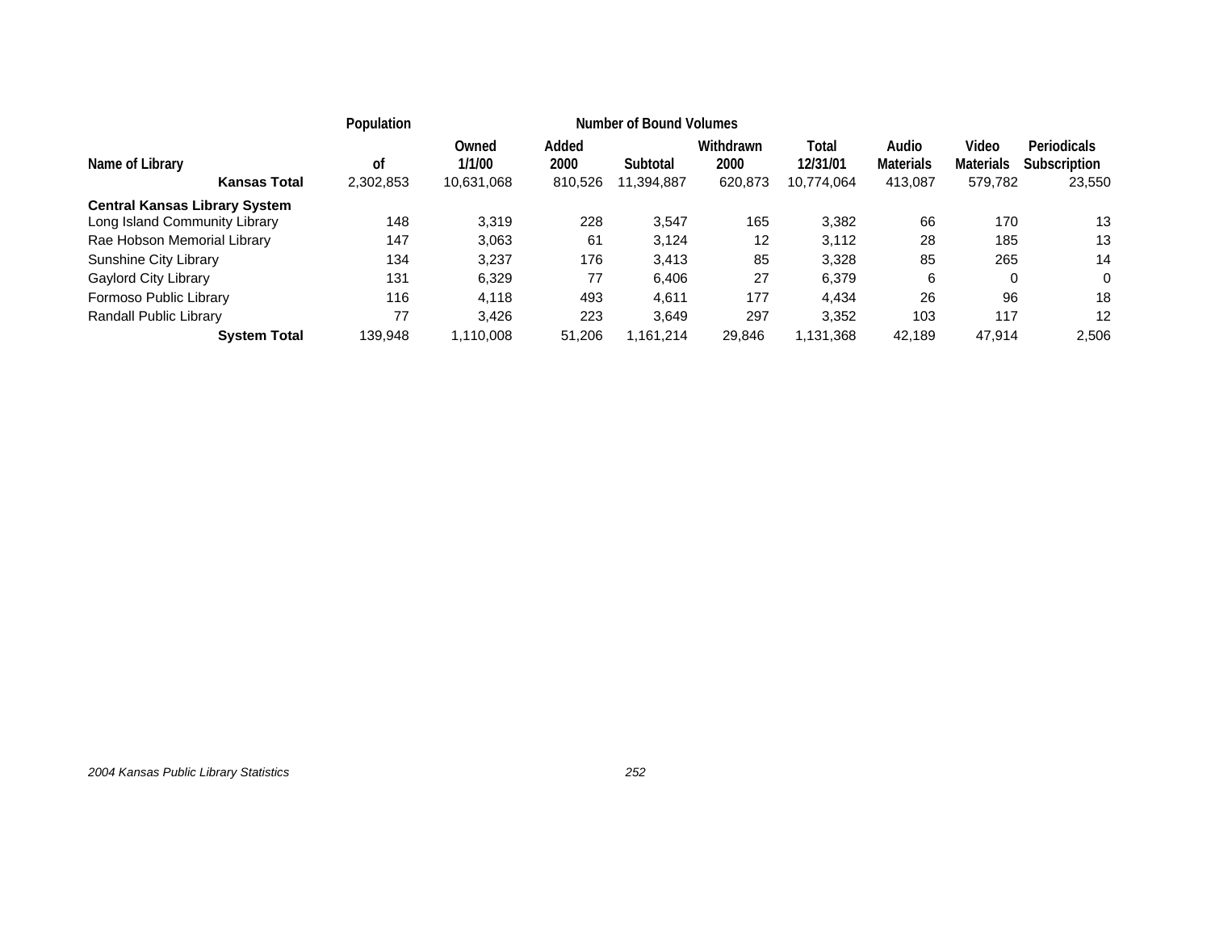| Name of Library | Population of | Number of Bound Volumes Owned 1/1/00 | Added 2000 | Subtotal | Withdrawn 2000 | Total 12/31/01 | Audio Materials | Video Materials | Periodicals Subscription |
|---|---|---|---|---|---|---|---|---|---|
| **Kansas Total** | 2,302,853 | 10,631,068 | 810,526 | 11,394,887 | 620,873 | 10,774,064 | 413,087 | 579,782 | 23,550 |
| **Central Kansas Library System** | | | | | | | | | |
| Long Island Community Library | 148 | 3,319 | 228 | 3,547 | 165 | 3,382 | 66 | 170 | 13 |
| Rae Hobson Memorial Library | 147 | 3,063 | 61 | 3,124 | 12 | 3,112 | 28 | 185 | 13 |
| Sunshine City Library | 134 | 3,237 | 176 | 3,413 | 85 | 3,328 | 85 | 265 | 14 |
| Gaylord City Library | 131 | 6,329 | 77 | 6,406 | 27 | 6,379 | 6 | 0 | 0 |
| Formoso Public Library | 116 | 4,118 | 493 | 4,611 | 177 | 4,434 | 26 | 96 | 18 |
| Randall Public Library | 77 | 3,426 | 223 | 3,649 | 297 | 3,352 | 103 | 117 | 12 |
| **System Total** | 139,948 | 1,110,008 | 51,206 | 1,161,214 | 29,846 | 1,131,368 | 42,189 | 47,914 | 2,506 |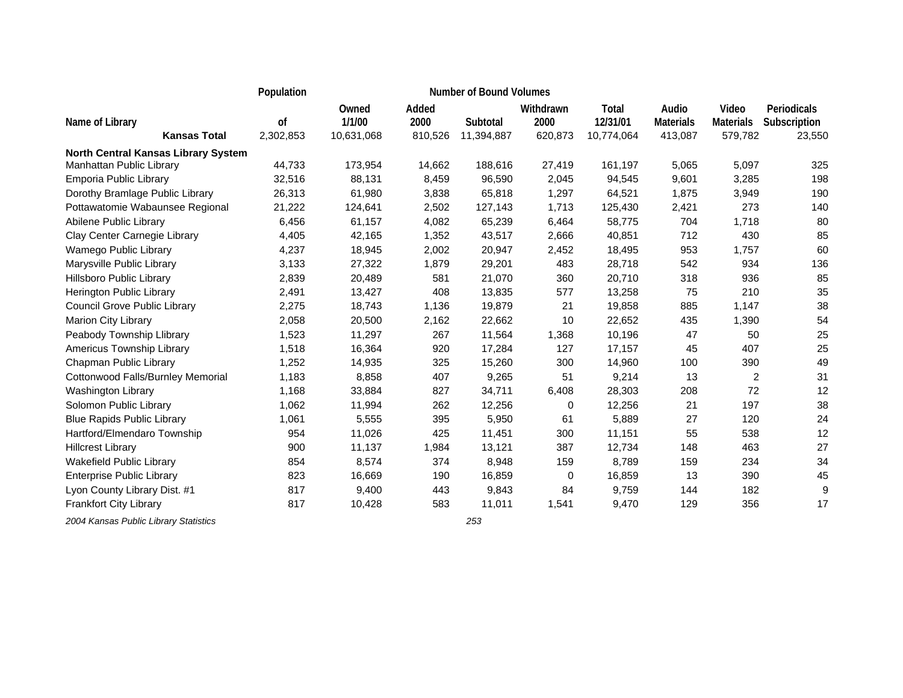| Name of Library | Population of | Number of Bound Volumes Owned 1/1/00 | Added 2000 | Subtotal | Withdrawn 2000 | Total 12/31/01 | Audio Materials | Video Materials | Periodicals Subscription |
|---|---|---|---|---|---|---|---|---|---|
| **Kansas Total** | 2,302,853 | 10,631,068 | 810,526 | 11,394,887 | 620,873 | 10,774,064 | 413,087 | 579,782 | 23,550 |
| **North Central Kansas Library System** | | | | | | | | | |
| Manhattan Public Library | 44,733 | 173,954 | 14,662 | 188,616 | 27,419 | 161,197 | 5,065 | 5,097 | 325 |
| Emporia Public Library | 32,516 | 88,131 | 8,459 | 96,590 | 2,045 | 94,545 | 9,601 | 3,285 | 198 |
| Dorothy Bramlage Public Library | 26,313 | 61,980 | 3,838 | 65,818 | 1,297 | 64,521 | 1,875 | 3,949 | 190 |
| Pottawatomie Wabaunsee Regional | 21,222 | 124,641 | 2,502 | 127,143 | 1,713 | 125,430 | 2,421 | 273 | 140 |
| Abilene Public Library | 6,456 | 61,157 | 4,082 | 65,239 | 6,464 | 58,775 | 704 | 1,718 | 80 |
| Clay Center Carnegie Library | 4,405 | 42,165 | 1,352 | 43,517 | 2,666 | 40,851 | 712 | 430 | 85 |
| Wamego Public Library | 4,237 | 18,945 | 2,002 | 20,947 | 2,452 | 18,495 | 953 | 1,757 | 60 |
| Marysville Public Library | 3,133 | 27,322 | 1,879 | 29,201 | 483 | 28,718 | 542 | 934 | 136 |
| Hillsboro Public Library | 2,839 | 20,489 | 581 | 21,070 | 360 | 20,710 | 318 | 936 | 85 |
| Herington Public Library | 2,491 | 13,427 | 408 | 13,835 | 577 | 13,258 | 75 | 210 | 35 |
| Council Grove Public Library | 2,275 | 18,743 | 1,136 | 19,879 | 21 | 19,858 | 885 | 1,147 | 38 |
| Marion City Library | 2,058 | 20,500 | 2,162 | 22,662 | 10 | 22,652 | 435 | 1,390 | 54 |
| Peabody Township Llibrary | 1,523 | 11,297 | 267 | 11,564 | 1,368 | 10,196 | 47 | 50 | 25 |
| Americus Township Library | 1,518 | 16,364 | 920 | 17,284 | 127 | 17,157 | 45 | 407 | 25 |
| Chapman Public Library | 1,252 | 14,935 | 325 | 15,260 | 300 | 14,960 | 100 | 390 | 49 |
| Cottonwood Falls/Burnley Memorial | 1,183 | 8,858 | 407 | 9,265 | 51 | 9,214 | 13 | 2 | 31 |
| Washington Library | 1,168 | 33,884 | 827 | 34,711 | 6,408 | 28,303 | 208 | 72 | 12 |
| Solomon Public Library | 1,062 | 11,994 | 262 | 12,256 | 0 | 12,256 | 21 | 197 | 38 |
| Blue Rapids Public Library | 1,061 | 5,555 | 395 | 5,950 | 61 | 5,889 | 27 | 120 | 24 |
| Hartford/Elmendaro Township | 954 | 11,026 | 425 | 11,451 | 300 | 11,151 | 55 | 538 | 12 |
| Hillcrest Library | 900 | 11,137 | 1,984 | 13,121 | 387 | 12,734 | 148 | 463 | 27 |
| Wakefield Public Library | 854 | 8,574 | 374 | 8,948 | 159 | 8,789 | 159 | 234 | 34 |
| Enterprise Public Library | 823 | 16,669 | 190 | 16,859 | 0 | 16,859 | 13 | 390 | 45 |
| Lyon County Library Dist. #1 | 817 | 9,400 | 443 | 9,843 | 84 | 9,759 | 144 | 182 | 9 |
| Frankfort City Library | 817 | 10,428 | 583 | 11,011 | 1,541 | 9,470 | 129 | 356 | 17 |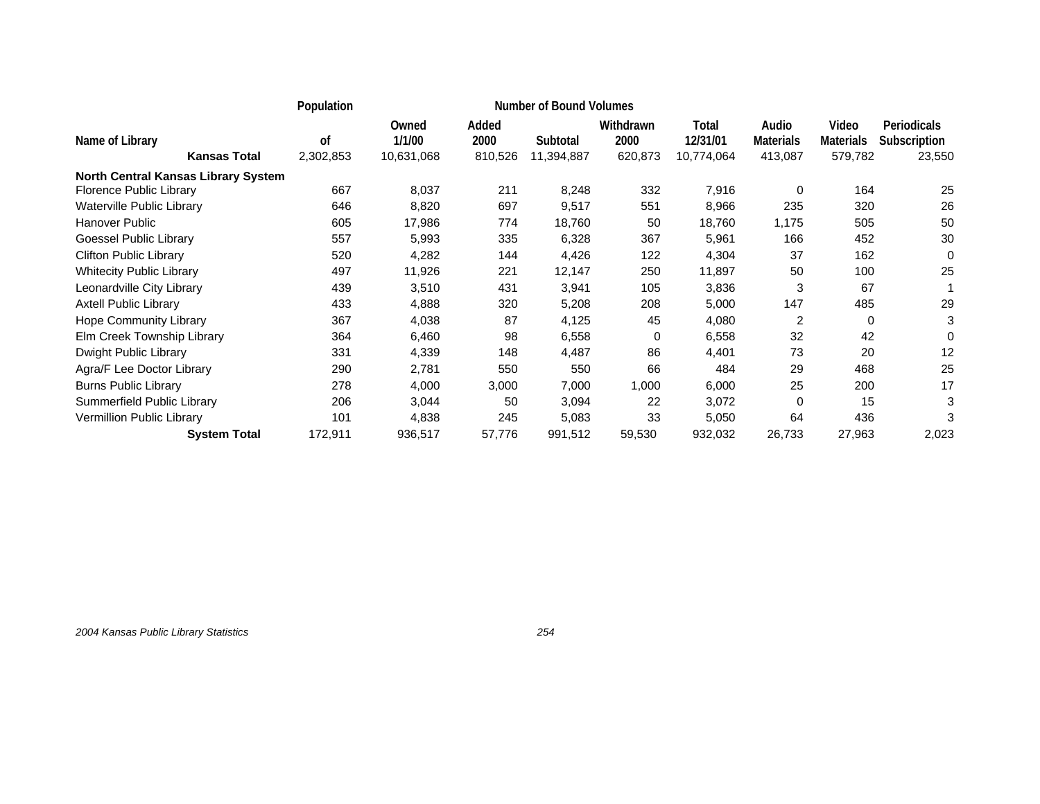| Name of Library | Population of | Number of Bound Volumes Owned 1/1/00 | Added 2000 | Subtotal | Withdrawn 2000 | Total 12/31/01 | Audio Materials | Video Materials | Periodicals Subscription |
|---|---|---|---|---|---|---|---|---|---|
| **Kansas Total** | 2,302,853 | 10,631,068 | 810,526 | 11,394,887 | 620,873 | 10,774,064 | 413,087 | 579,782 | 23,550 |
| **North Central Kansas Library System** | | | | | | | | | |
| Florence Public Library | 667 | 8,037 | 211 | 8,248 | 332 | 7,916 | 0 | 164 | 25 |
| Waterville Public Library | 646 | 8,820 | 697 | 9,517 | 551 | 8,966 | 235 | 320 | 26 |
| Hanover Public | 605 | 17,986 | 774 | 18,760 | 50 | 18,760 | 1,175 | 505 | 50 |
| Goessel Public Library | 557 | 5,993 | 335 | 6,328 | 367 | 5,961 | 166 | 452 | 30 |
| Clifton Public Library | 520 | 4,282 | 144 | 4,426 | 122 | 4,304 | 37 | 162 | 0 |
| Whitecity Public Library | 497 | 11,926 | 221 | 12,147 | 250 | 11,897 | 50 | 100 | 25 |
| Leonardville City Library | 439 | 3,510 | 431 | 3,941 | 105 | 3,836 | 3 | 67 | 1 |
| Axtell Public Library | 433 | 4,888 | 320 | 5,208 | 208 | 5,000 | 147 | 485 | 29 |
| Hope Community Library | 367 | 4,038 | 87 | 4,125 | 45 | 4,080 | 2 | 0 | 3 |
| Elm Creek Township Library | 364 | 6,460 | 98 | 6,558 | 0 | 6,558 | 32 | 42 | 0 |
| Dwight Public Library | 331 | 4,339 | 148 | 4,487 | 86 | 4,401 | 73 | 20 | 12 |
| Agra/F Lee Doctor Library | 290 | 2,781 | 550 | 550 | 66 | 484 | 29 | 468 | 25 |
| Burns Public Library | 278 | 4,000 | 3,000 | 7,000 | 1,000 | 6,000 | 25 | 200 | 17 |
| Summerfield Public Library | 206 | 3,044 | 50 | 3,094 | 22 | 3,072 | 0 | 15 | 3 |
| Vermillion Public Library | 101 | 4,838 | 245 | 5,083 | 33 | 5,050 | 64 | 436 | 3 |
| **System Total** | 172,911 | 936,517 | 57,776 | 991,512 | 59,530 | 932,032 | 26,733 | 27,963 | 2,023 |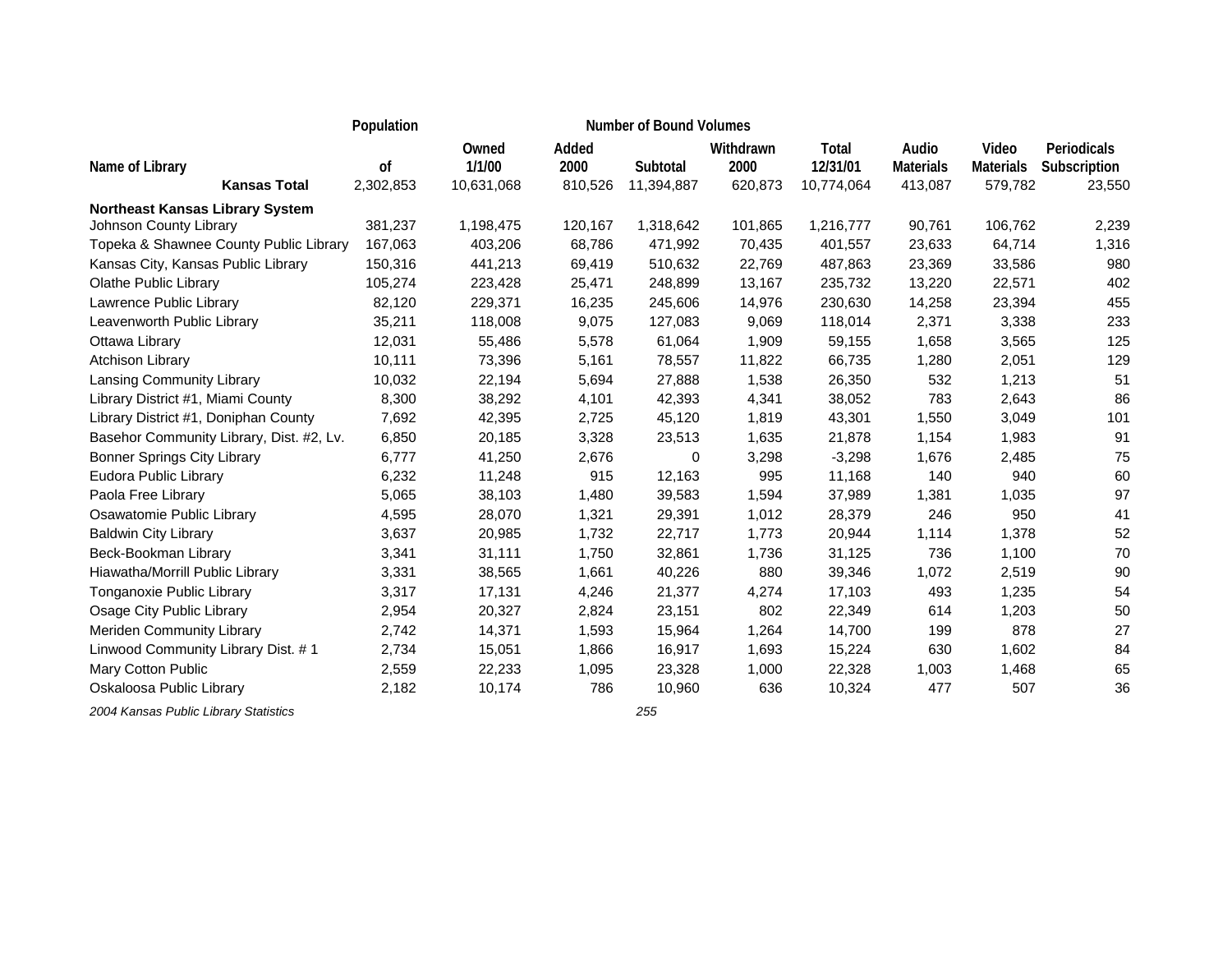| Name of Library | Population of | Number of Bound Volumes Owned 1/1/00 | Added 2000 | Subtotal | Withdrawn 2000 | Total 12/31/01 | Audio Materials | Video Materials | Periodicals Subscription |
|---|---|---|---|---|---|---|---|---|---|
| **Kansas Total** | 2,302,853 | 10,631,068 | 810,526 | 11,394,887 | 620,873 | 10,774,064 | 413,087 | 579,782 | 23,550 |
| **Northeast Kansas Library System** | | | | | | | | | |
| Johnson County Library | 381,237 | 1,198,475 | 120,167 | 1,318,642 | 101,865 | 1,216,777 | 90,761 | 106,762 | 2,239 |
| Topeka & Shawnee County Public Library | 167,063 | 403,206 | 68,786 | 471,992 | 70,435 | 401,557 | 23,633 | 64,714 | 1,316 |
| Kansas City, Kansas Public Library | 150,316 | 441,213 | 69,419 | 510,632 | 22,769 | 487,863 | 23,369 | 33,586 | 980 |
| Olathe Public Library | 105,274 | 223,428 | 25,471 | 248,899 | 13,167 | 235,732 | 13,220 | 22,571 | 402 |
| Lawrence Public Library | 82,120 | 229,371 | 16,235 | 245,606 | 14,976 | 230,630 | 14,258 | 23,394 | 455 |
| Leavenworth Public Library | 35,211 | 118,008 | 9,075 | 127,083 | 9,069 | 118,014 | 2,371 | 3,338 | 233 |
| Ottawa Library | 12,031 | 55,486 | 5,578 | 61,064 | 1,909 | 59,155 | 1,658 | 3,565 | 125 |
| Atchison Library | 10,111 | 73,396 | 5,161 | 78,557 | 11,822 | 66,735 | 1,280 | 2,051 | 129 |
| Lansing Community Library | 10,032 | 22,194 | 5,694 | 27,888 | 1,538 | 26,350 | 532 | 1,213 | 51 |
| Library District #1, Miami County | 8,300 | 38,292 | 4,101 | 42,393 | 4,341 | 38,052 | 783 | 2,643 | 86 |
| Library District #1, Doniphan County | 7,692 | 42,395 | 2,725 | 45,120 | 1,819 | 43,301 | 1,550 | 3,049 | 101 |
| Basehor Community Library, Dist. #2, Lv. | 6,850 | 20,185 | 3,328 | 23,513 | 1,635 | 21,878 | 1,154 | 1,983 | 91 |
| Bonner Springs City Library | 6,777 | 41,250 | 2,676 | 0 | 3,298 | -3,298 | 1,676 | 2,485 | 75 |
| Eudora Public Library | 6,232 | 11,248 | 915 | 12,163 | 995 | 11,168 | 140 | 940 | 60 |
| Paola Free Library | 5,065 | 38,103 | 1,480 | 39,583 | 1,594 | 37,989 | 1,381 | 1,035 | 97 |
| Osawatomie Public Library | 4,595 | 28,070 | 1,321 | 29,391 | 1,012 | 28,379 | 246 | 950 | 41 |
| Baldwin City Library | 3,637 | 20,985 | 1,732 | 22,717 | 1,773 | 20,944 | 1,114 | 1,378 | 52 |
| Beck-Bookman Library | 3,341 | 31,111 | 1,750 | 32,861 | 1,736 | 31,125 | 736 | 1,100 | 70 |
| Hiawatha/Morrill Public Library | 3,331 | 38,565 | 1,661 | 40,226 | 880 | 39,346 | 1,072 | 2,519 | 90 |
| Tonganoxie Public Library | 3,317 | 17,131 | 4,246 | 21,377 | 4,274 | 17,103 | 493 | 1,235 | 54 |
| Osage City Public Library | 2,954 | 20,327 | 2,824 | 23,151 | 802 | 22,349 | 614 | 1,203 | 50 |
| Meriden Community Library | 2,742 | 14,371 | 1,593 | 15,964 | 1,264 | 14,700 | 199 | 878 | 27 |
| Linwood Community Library Dist. # 1 | 2,734 | 15,051 | 1,866 | 16,917 | 1,693 | 15,224 | 630 | 1,602 | 84 |
| Mary Cotton Public | 2,559 | 22,233 | 1,095 | 23,328 | 1,000 | 22,328 | 1,003 | 1,468 | 65 |
| Oskaloosa Public Library | 2,182 | 10,174 | 786 | 10,960 | 636 | 10,324 | 477 | 507 | 36 |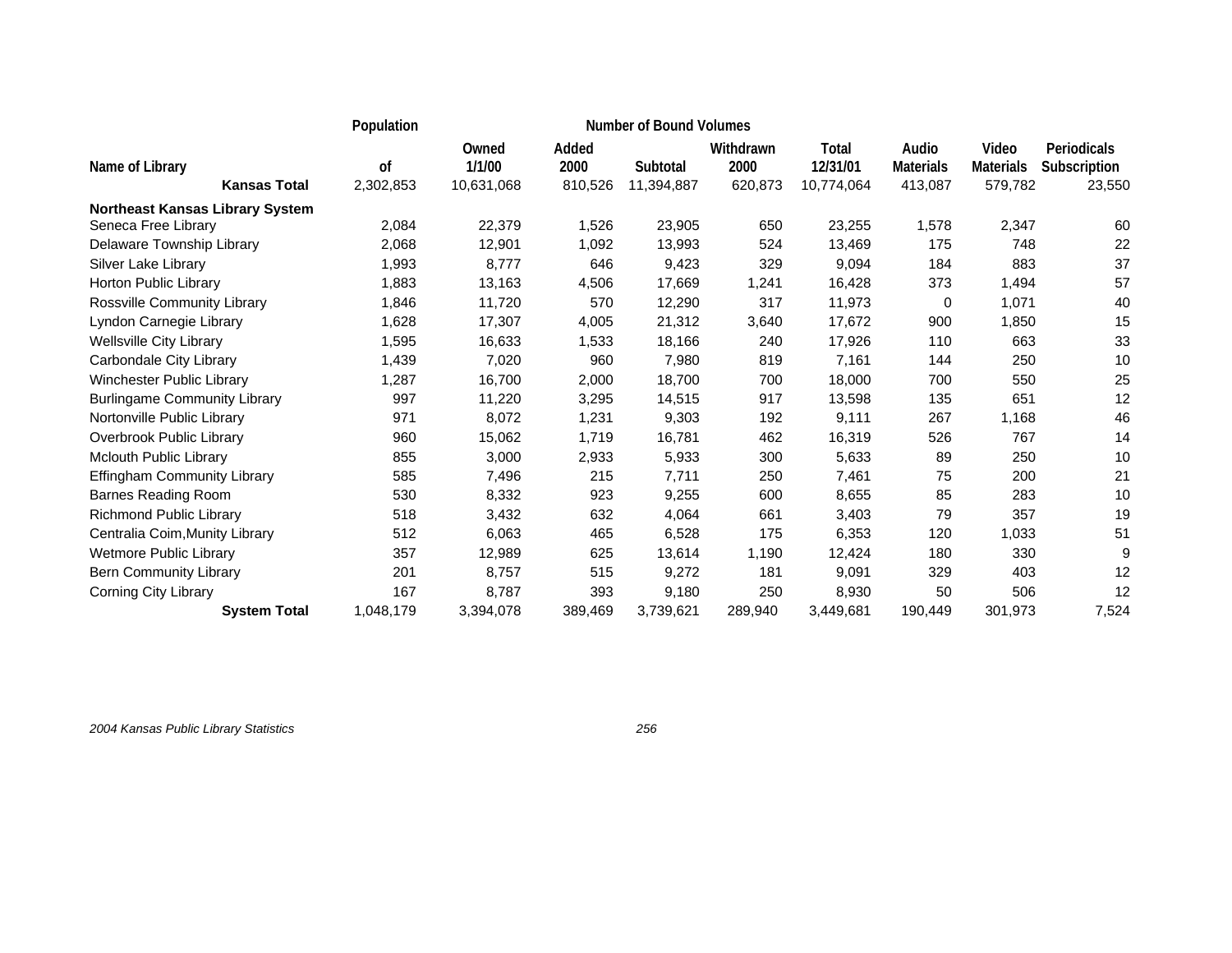| Name of Library | Population of | Number of Bound Volumes Owned 1/1/00 | Added 2000 | Subtotal | Withdrawn 2000 | Total 12/31/01 | Audio Materials | Video Materials | Periodicals Subscription |
|---|---|---|---|---|---|---|---|---|---|
| **Kansas Total** | 2,302,853 | 10,631,068 | 810,526 | 11,394,887 | 620,873 | 10,774,064 | 413,087 | 579,782 | 23,550 |
| **Northeast Kansas Library System** | | | | | | | | | |
| Seneca Free Library | 2,084 | 22,379 | 1,526 | 23,905 | 650 | 23,255 | 1,578 | 2,347 | 60 |
| Delaware Township Library | 2,068 | 12,901 | 1,092 | 13,993 | 524 | 13,469 | 175 | 748 | 22 |
| Silver Lake Library | 1,993 | 8,777 | 646 | 9,423 | 329 | 9,094 | 184 | 883 | 37 |
| Horton Public Library | 1,883 | 13,163 | 4,506 | 17,669 | 1,241 | 16,428 | 373 | 1,494 | 57 |
| Rossville Community Library | 1,846 | 11,720 | 570 | 12,290 | 317 | 11,973 | 0 | 1,071 | 40 |
| Lyndon Carnegie Library | 1,628 | 17,307 | 4,005 | 21,312 | 3,640 | 17,672 | 900 | 1,850 | 15 |
| Wellsville City Library | 1,595 | 16,633 | 1,533 | 18,166 | 240 | 17,926 | 110 | 663 | 33 |
| Carbondale City Library | 1,439 | 7,020 | 960 | 7,980 | 819 | 7,161 | 144 | 250 | 10 |
| Winchester Public Library | 1,287 | 16,700 | 2,000 | 18,700 | 700 | 18,000 | 700 | 550 | 25 |
| Burlingame Community Library | 997 | 11,220 | 3,295 | 14,515 | 917 | 13,598 | 135 | 651 | 12 |
| Nortonville Public Library | 971 | 8,072 | 1,231 | 9,303 | 192 | 9,111 | 267 | 1,168 | 46 |
| Overbrook Public Library | 960 | 15,062 | 1,719 | 16,781 | 462 | 16,319 | 526 | 767 | 14 |
| Mclouth Public Library | 855 | 3,000 | 2,933 | 5,933 | 300 | 5,633 | 89 | 250 | 10 |
| Effingham Community Library | 585 | 7,496 | 215 | 7,711 | 250 | 7,461 | 75 | 200 | 21 |
| Barnes Reading Room | 530 | 8,332 | 923 | 9,255 | 600 | 8,655 | 85 | 283 | 10 |
| Richmond Public Library | 518 | 3,432 | 632 | 4,064 | 661 | 3,403 | 79 | 357 | 19 |
| Centralia Coim,Munity Library | 512 | 6,063 | 465 | 6,528 | 175 | 6,353 | 120 | 1,033 | 51 |
| Wetmore Public Library | 357 | 12,989 | 625 | 13,614 | 1,190 | 12,424 | 180 | 330 | 9 |
| Bern Community Library | 201 | 8,757 | 515 | 9,272 | 181 | 9,091 | 329 | 403 | 12 |
| Corning City Library | 167 | 8,787 | 393 | 9,180 | 250 | 8,930 | 50 | 506 | 12 |
| **System Total** | 1,048,179 | 3,394,078 | 389,469 | 3,739,621 | 289,940 | 3,449,681 | 190,449 | 301,973 | 7,524 |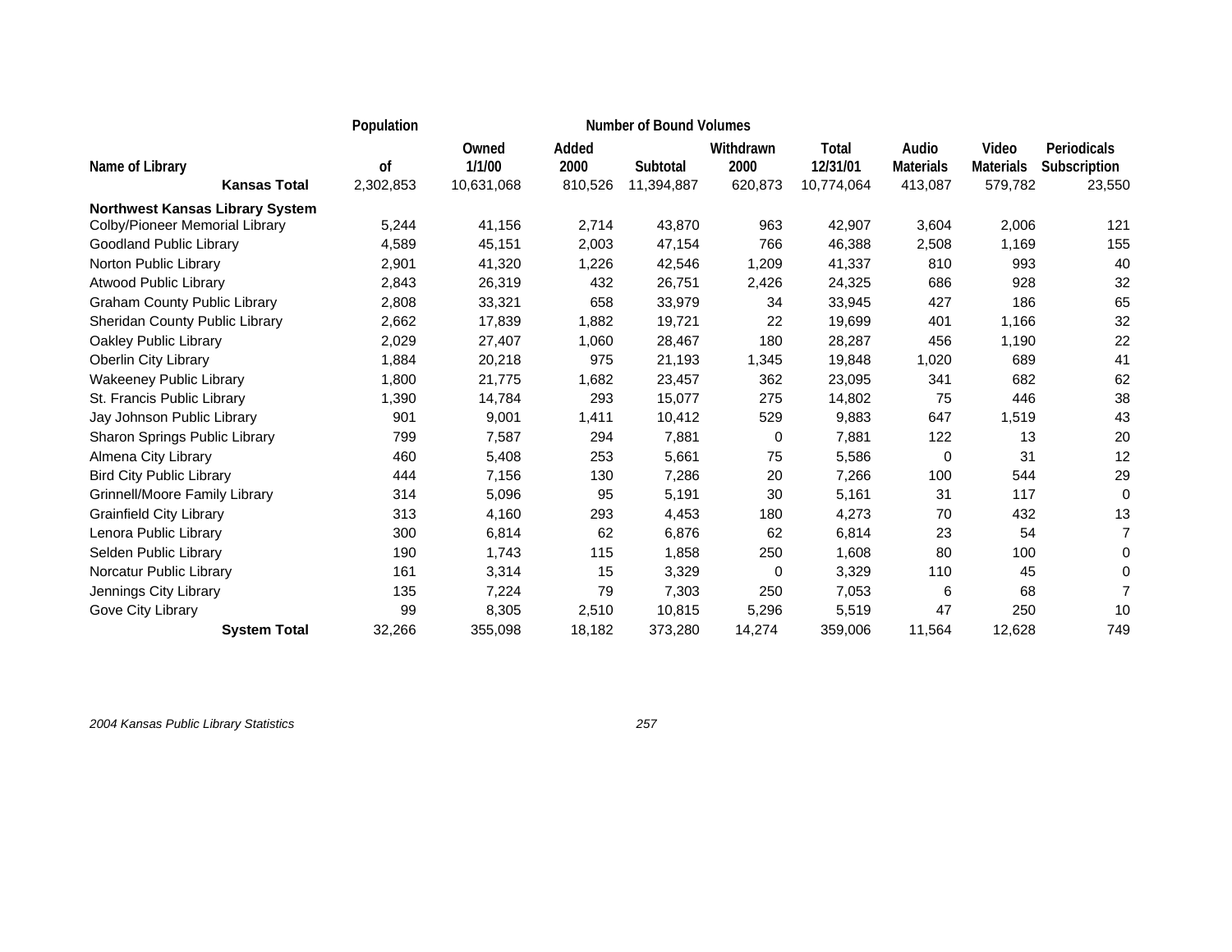| Name of Library | Population of | Number of Bound Volumes Owned 1/1/00 | Added 2000 | Subtotal | Withdrawn 2000 | Total 12/31/01 | Audio Materials | Video Materials | Periodicals Subscription |
|---|---|---|---|---|---|---|---|---|---|
| **Kansas Total** | 2,302,853 | 10,631,068 | 810,526 | 11,394,887 | 620,873 | 10,774,064 | 413,087 | 579,782 | 23,550 |
| **Northwest Kansas Library System** | | | | | | | | | |
| Colby/Pioneer Memorial Library | 5,244 | 41,156 | 2,714 | 43,870 | 963 | 42,907 | 3,604 | 2,006 | 121 |
| Goodland Public Library | 4,589 | 45,151 | 2,003 | 47,154 | 766 | 46,388 | 2,508 | 1,169 | 155 |
| Norton Public Library | 2,901 | 41,320 | 1,226 | 42,546 | 1,209 | 41,337 | 810 | 993 | 40 |
| Atwood Public Library | 2,843 | 26,319 | 432 | 26,751 | 2,426 | 24,325 | 686 | 928 | 32 |
| Graham County Public Library | 2,808 | 33,321 | 658 | 33,979 | 34 | 33,945 | 427 | 186 | 65 |
| Sheridan County Public Library | 2,662 | 17,839 | 1,882 | 19,721 | 22 | 19,699 | 401 | 1,166 | 32 |
| Oakley Public Library | 2,029 | 27,407 | 1,060 | 28,467 | 180 | 28,287 | 456 | 1,190 | 22 |
| Oberlin City Library | 1,884 | 20,218 | 975 | 21,193 | 1,345 | 19,848 | 1,020 | 689 | 41 |
| Wakeeney Public Library | 1,800 | 21,775 | 1,682 | 23,457 | 362 | 23,095 | 341 | 682 | 62 |
| St. Francis Public Library | 1,390 | 14,784 | 293 | 15,077 | 275 | 14,802 | 75 | 446 | 38 |
| Jay Johnson Public Library | 901 | 9,001 | 1,411 | 10,412 | 529 | 9,883 | 647 | 1,519 | 43 |
| Sharon Springs Public Library | 799 | 7,587 | 294 | 7,881 | 0 | 7,881 | 122 | 13 | 20 |
| Almena City Library | 460 | 5,408 | 253 | 5,661 | 75 | 5,586 | 0 | 31 | 12 |
| Bird City Public Library | 444 | 7,156 | 130 | 7,286 | 20 | 7,266 | 100 | 544 | 29 |
| Grinnell/Moore Family Library | 314 | 5,096 | 95 | 5,191 | 30 | 5,161 | 31 | 117 | 0 |
| Grainfield City Library | 313 | 4,160 | 293 | 4,453 | 180 | 4,273 | 70 | 432 | 13 |
| Lenora Public Library | 300 | 6,814 | 62 | 6,876 | 62 | 6,814 | 23 | 54 | 7 |
| Selden Public Library | 190 | 1,743 | 115 | 1,858 | 250 | 1,608 | 80 | 100 | 0 |
| Norcatur Public Library | 161 | 3,314 | 15 | 3,329 | 0 | 3,329 | 110 | 45 | 0 |
| Jennings City Library | 135 | 7,224 | 79 | 7,303 | 250 | 7,053 | 6 | 68 | 7 |
| Gove City Library | 99 | 8,305 | 2,510 | 10,815 | 5,296 | 5,519 | 47 | 250 | 10 |
| **System Total** | 32,266 | 355,098 | 18,182 | 373,280 | 14,274 | 359,006 | 11,564 | 12,628 | 749 |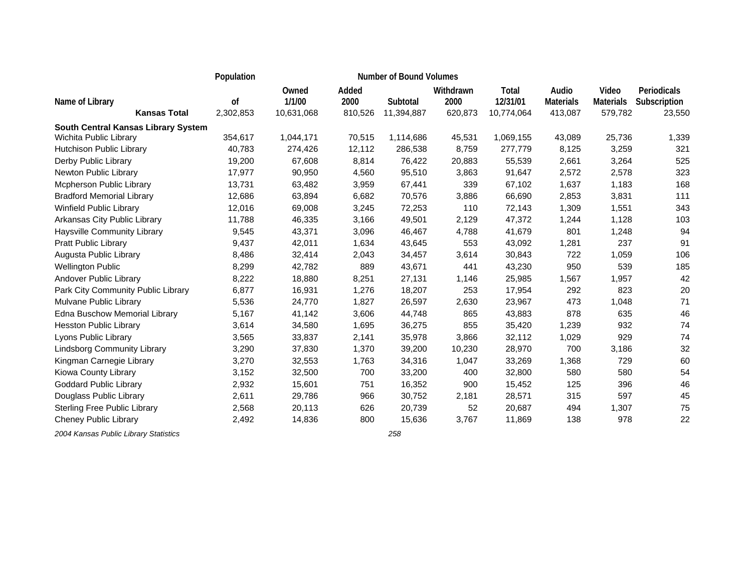| Name of Library | Population of | Number of Bound Volumes Owned 1/1/00 | Added 2000 | Subtotal | Withdrawn 2000 | Total 12/31/01 | Audio Materials | Video Materials | Periodicals Subscription |
|---|---|---|---|---|---|---|---|---|---|
| **Kansas Total** | 2,302,853 | 10,631,068 | 810,526 | 11,394,887 | 620,873 | 10,774,064 | 413,087 | 579,782 | 23,550 |
| **South Central Kansas Library System** | | | | | | | | | |
| Wichita Public Library | 354,617 | 1,044,171 | 70,515 | 1,114,686 | 45,531 | 1,069,155 | 43,089 | 25,736 | 1,339 |
| Hutchison Public Library | 40,783 | 274,426 | 12,112 | 286,538 | 8,759 | 277,779 | 8,125 | 3,259 | 321 |
| Derby Public Library | 19,200 | 67,608 | 8,814 | 76,422 | 20,883 | 55,539 | 2,661 | 3,264 | 525 |
| Newton Public Library | 17,977 | 90,950 | 4,560 | 95,510 | 3,863 | 91,647 | 2,572 | 2,578 | 323 |
| Mcpherson Public Library | 13,731 | 63,482 | 3,959 | 67,441 | 339 | 67,102 | 1,637 | 1,183 | 168 |
| Bradford Memorial Library | 12,686 | 63,894 | 6,682 | 70,576 | 3,886 | 66,690 | 2,853 | 3,831 | 111 |
| Winfield Public Library | 12,016 | 69,008 | 3,245 | 72,253 | 110 | 72,143 | 1,309 | 1,551 | 343 |
| Arkansas City Public Library | 11,788 | 46,335 | 3,166 | 49,501 | 2,129 | 47,372 | 1,244 | 1,128 | 103 |
| Haysville Community Library | 9,545 | 43,371 | 3,096 | 46,467 | 4,788 | 41,679 | 801 | 1,248 | 94 |
| Pratt Public Library | 9,437 | 42,011 | 1,634 | 43,645 | 553 | 43,092 | 1,281 | 237 | 91 |
| Augusta Public Library | 8,486 | 32,414 | 2,043 | 34,457 | 3,614 | 30,843 | 722 | 1,059 | 106 |
| Wellington Public | 8,299 | 42,782 | 889 | 43,671 | 441 | 43,230 | 950 | 539 | 185 |
| Andover Public Library | 8,222 | 18,880 | 8,251 | 27,131 | 1,146 | 25,985 | 1,567 | 1,957 | 42 |
| Park City Community Public Library | 6,877 | 16,931 | 1,276 | 18,207 | 253 | 17,954 | 292 | 823 | 20 |
| Mulvane Public Library | 5,536 | 24,770 | 1,827 | 26,597 | 2,630 | 23,967 | 473 | 1,048 | 71 |
| Edna Buschow Memorial Library | 5,167 | 41,142 | 3,606 | 44,748 | 865 | 43,883 | 878 | 635 | 46 |
| Hesston Public Library | 3,614 | 34,580 | 1,695 | 36,275 | 855 | 35,420 | 1,239 | 932 | 74 |
| Lyons Public Library | 3,565 | 33,837 | 2,141 | 35,978 | 3,866 | 32,112 | 1,029 | 929 | 74 |
| Lindsborg Community Library | 3,290 | 37,830 | 1,370 | 39,200 | 10,230 | 28,970 | 700 | 3,186 | 32 |
| Kingman Carnegie Library | 3,270 | 32,553 | 1,763 | 34,316 | 1,047 | 33,269 | 1,368 | 729 | 60 |
| Kiowa County Library | 3,152 | 32,500 | 700 | 33,200 | 400 | 32,800 | 580 | 580 | 54 |
| Goddard Public Library | 2,932 | 15,601 | 751 | 16,352 | 900 | 15,452 | 125 | 396 | 46 |
| Douglass Public Library | 2,611 | 29,786 | 966 | 30,752 | 2,181 | 28,571 | 315 | 597 | 45 |
| Sterling Free Public Library | 2,568 | 20,113 | 626 | 20,739 | 52 | 20,687 | 494 | 1,307 | 75 |
| Cheney Public Library | 2,492 | 14,836 | 800 | 15,636 | 3,767 | 11,869 | 138 | 978 | 22 |

*2004 Kansas Public Library Statistics*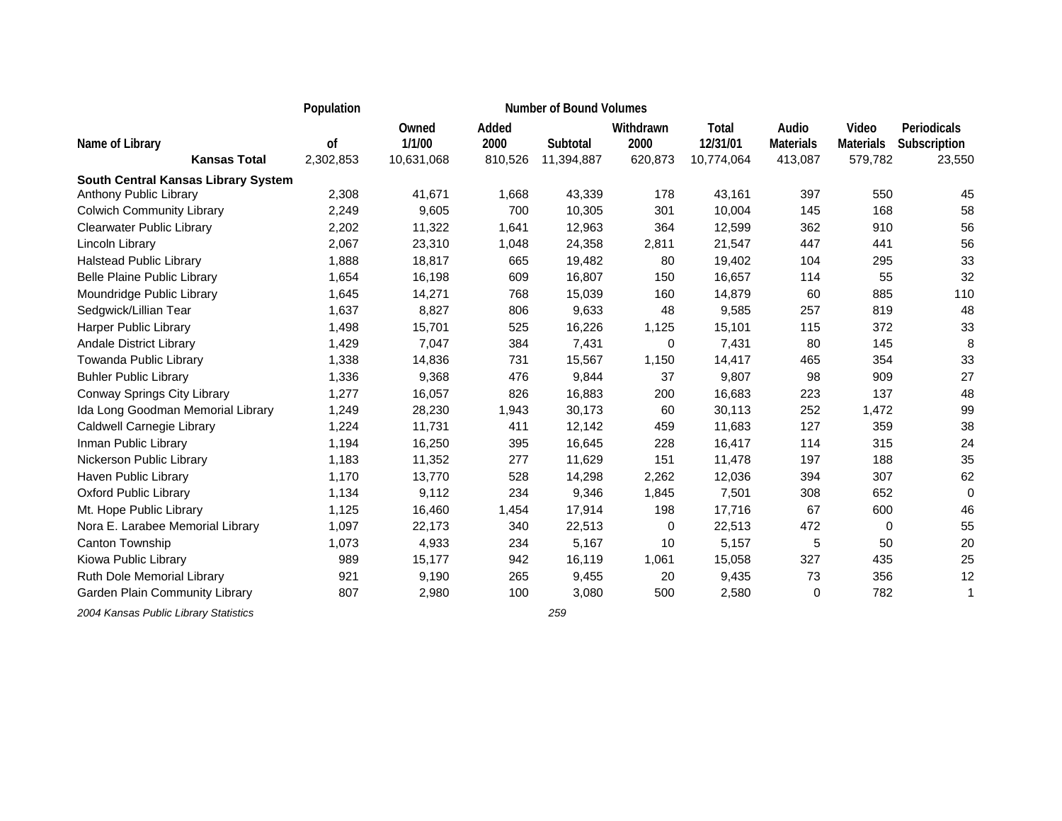| Name of Library | Population of | Number of Bound Volumes Owned 1/1/00 | Added 2000 | Subtotal | Withdrawn 2000 | Total 12/31/01 | Audio Materials | Video Materials | Periodicals Subscription |
|---|---|---|---|---|---|---|---|---|---|
| **Kansas Total** | 2,302,853 | 10,631,068 | 810,526 | 11,394,887 | 620,873 | 10,774,064 | 413,087 | 579,782 | 23,550 |
| **South Central Kansas Library System** | | | | | | | | | |
| Anthony Public Library | 2,308 | 41,671 | 1,668 | 43,339 | 178 | 43,161 | 397 | 550 | 45 |
| Colwich Community Library | 2,249 | 9,605 | 700 | 10,305 | 301 | 10,004 | 145 | 168 | 58 |
| Clearwater Public Library | 2,202 | 11,322 | 1,641 | 12,963 | 364 | 12,599 | 362 | 910 | 56 |
| Lincoln Library | 2,067 | 23,310 | 1,048 | 24,358 | 2,811 | 21,547 | 447 | 441 | 56 |
| Halstead Public Library | 1,888 | 18,817 | 665 | 19,482 | 80 | 19,402 | 104 | 295 | 33 |
| Belle Plaine Public Library | 1,654 | 16,198 | 609 | 16,807 | 150 | 16,657 | 114 | 55 | 32 |
| Moundridge Public Library | 1,645 | 14,271 | 768 | 15,039 | 160 | 14,879 | 60 | 885 | 110 |
| Sedgwick/Lillian Tear | 1,637 | 8,827 | 806 | 9,633 | 48 | 9,585 | 257 | 819 | 48 |
| Harper Public Library | 1,498 | 15,701 | 525 | 16,226 | 1,125 | 15,101 | 115 | 372 | 33 |
| Andale District Library | 1,429 | 7,047 | 384 | 7,431 | 0 | 7,431 | 80 | 145 | 8 |
| Towanda Public Library | 1,338 | 14,836 | 731 | 15,567 | 1,150 | 14,417 | 465 | 354 | 33 |
| Buhler Public Library | 1,336 | 9,368 | 476 | 9,844 | 37 | 9,807 | 98 | 909 | 27 |
| Conway Springs City Library | 1,277 | 16,057 | 826 | 16,883 | 200 | 16,683 | 223 | 137 | 48 |
| Ida Long Goodman Memorial Library | 1,249 | 28,230 | 1,943 | 30,173 | 60 | 30,113 | 252 | 1,472 | 99 |
| Caldwell Carnegie Library | 1,224 | 11,731 | 411 | 12,142 | 459 | 11,683 | 127 | 359 | 38 |
| Inman Public Library | 1,194 | 16,250 | 395 | 16,645 | 228 | 16,417 | 114 | 315 | 24 |
| Nickerson Public Library | 1,183 | 11,352 | 277 | 11,629 | 151 | 11,478 | 197 | 188 | 35 |
| Haven Public Library | 1,170 | 13,770 | 528 | 14,298 | 2,262 | 12,036 | 394 | 307 | 62 |
| Oxford Public Library | 1,134 | 9,112 | 234 | 9,346 | 1,845 | 7,501 | 308 | 652 | 0 |
| Mt. Hope Public Library | 1,125 | 16,460 | 1,454 | 17,914 | 198 | 17,716 | 67 | 600 | 46 |
| Nora E. Larabee Memorial Library | 1,097 | 22,173 | 340 | 22,513 | 0 | 22,513 | 472 | 0 | 55 |
| Canton Township | 1,073 | 4,933 | 234 | 5,167 | 10 | 5,157 | 5 | 50 | 20 |
| Kiowa Public Library | 989 | 15,177 | 942 | 16,119 | 1,061 | 15,058 | 327 | 435 | 25 |
| Ruth Dole Memorial Library | 921 | 9,190 | 265 | 9,455 | 20 | 9,435 | 73 | 356 | 12 |
| Garden Plain Community Library | 807 | 2,980 | 100 | 3,080 | 500 | 2,580 | 0 | 782 | 1 |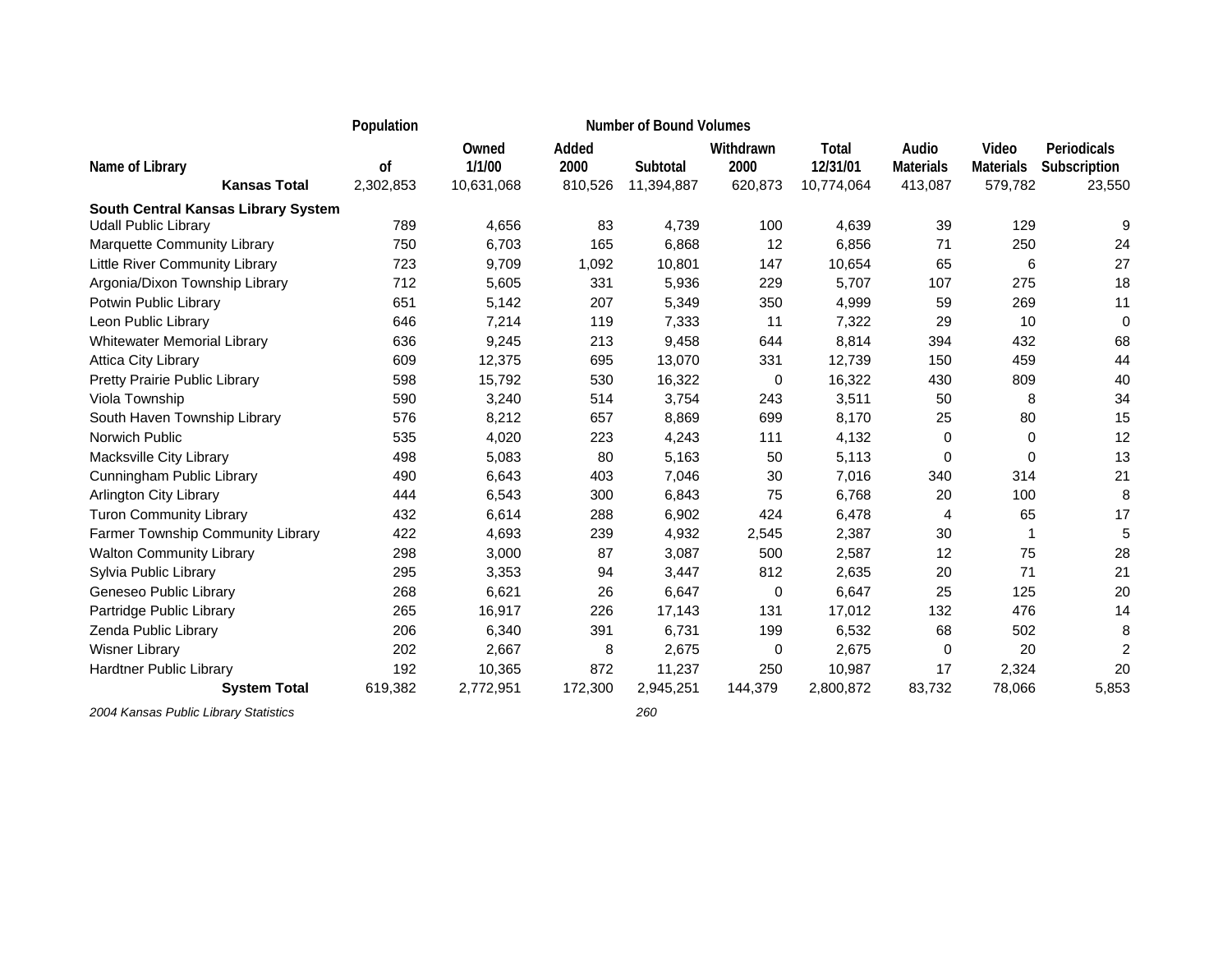| Name of Library | Population of | Number of Bound Volumes Owned 1/1/00 | Added 2000 | Subtotal | Withdrawn 2000 | Total 12/31/01 | Audio Materials | Video Materials | Periodicals Subscription |
|---|---|---|---|---|---|---|---|---|---|
| **Kansas Total** | 2,302,853 | 10,631,068 | 810,526 | 11,394,887 | 620,873 | 10,774,064 | 413,087 | 579,782 | 23,550 |
| **South Central Kansas Library System** | | | | | | | | | |
| Udall Public Library | 789 | 4,656 | 83 | 4,739 | 100 | 4,639 | 39 | 129 | 9 |
| Marquette Community Library | 750 | 6,703 | 165 | 6,868 | 12 | 6,856 | 71 | 250 | 24 |
| Little River Community Library | 723 | 9,709 | 1,092 | 10,801 | 147 | 10,654 | 65 | 6 | 27 |
| Argonia/Dixon Township Library | 712 | 5,605 | 331 | 5,936 | 229 | 5,707 | 107 | 275 | 18 |
| Potwin Public Library | 651 | 5,142 | 207 | 5,349 | 350 | 4,999 | 59 | 269 | 11 |
| Leon Public Library | 646 | 7,214 | 119 | 7,333 | 11 | 7,322 | 29 | 10 | 0 |
| Whitewater Memorial Library | 636 | 9,245 | 213 | 9,458 | 644 | 8,814 | 394 | 432 | 68 |
| Attica City Library | 609 | 12,375 | 695 | 13,070 | 331 | 12,739 | 150 | 459 | 44 |
| Pretty Prairie Public Library | 598 | 15,792 | 530 | 16,322 | 0 | 16,322 | 430 | 809 | 40 |
| Viola Township | 590 | 3,240 | 514 | 3,754 | 243 | 3,511 | 50 | 8 | 34 |
| South Haven Township Library | 576 | 8,212 | 657 | 8,869 | 699 | 8,170 | 25 | 80 | 15 |
| Norwich Public | 535 | 4,020 | 223 | 4,243 | 111 | 4,132 | 0 | 0 | 12 |
| Macksville City Library | 498 | 5,083 | 80 | 5,163 | 50 | 5,113 | 0 | 0 | 13 |
| Cunningham Public Library | 490 | 6,643 | 403 | 7,046 | 30 | 7,016 | 340 | 314 | 21 |
| Arlington City Library | 444 | 6,543 | 300 | 6,843 | 75 | 6,768 | 20 | 100 | 8 |
| Turon Community Library | 432 | 6,614 | 288 | 6,902 | 424 | 6,478 | 4 | 65 | 17 |
| Farmer Township Community Library | 422 | 4,693 | 239 | 4,932 | 2,545 | 2,387 | 30 | 1 | 5 |
| Walton Community Library | 298 | 3,000 | 87 | 3,087 | 500 | 2,587 | 12 | 75 | 28 |
| Sylvia Public Library | 295 | 3,353 | 94 | 3,447 | 812 | 2,635 | 20 | 71 | 21 |
| Geneseo Public Library | 268 | 6,621 | 26 | 6,647 | 0 | 6,647 | 25 | 125 | 20 |
| Partridge Public Library | 265 | 16,917 | 226 | 17,143 | 131 | 17,012 | 132 | 476 | 14 |
| Zenda Public Library | 206 | 6,340 | 391 | 6,731 | 199 | 6,532 | 68 | 502 | 8 |
| Wisner Library | 202 | 2,667 | 8 | 2,675 | 0 | 2,675 | 0 | 20 | 2 |
| Hardtner Public Library | 192 | 10,365 | 872 | 11,237 | 250 | 10,987 | 17 | 2,324 | 20 |
| **System Total** | 619,382 | 2,772,951 | 172,300 | 2,945,251 | 144,379 | 2,800,872 | 83,732 | 78,066 | 5,853 |

*2004 Kansas Public Library Statistics*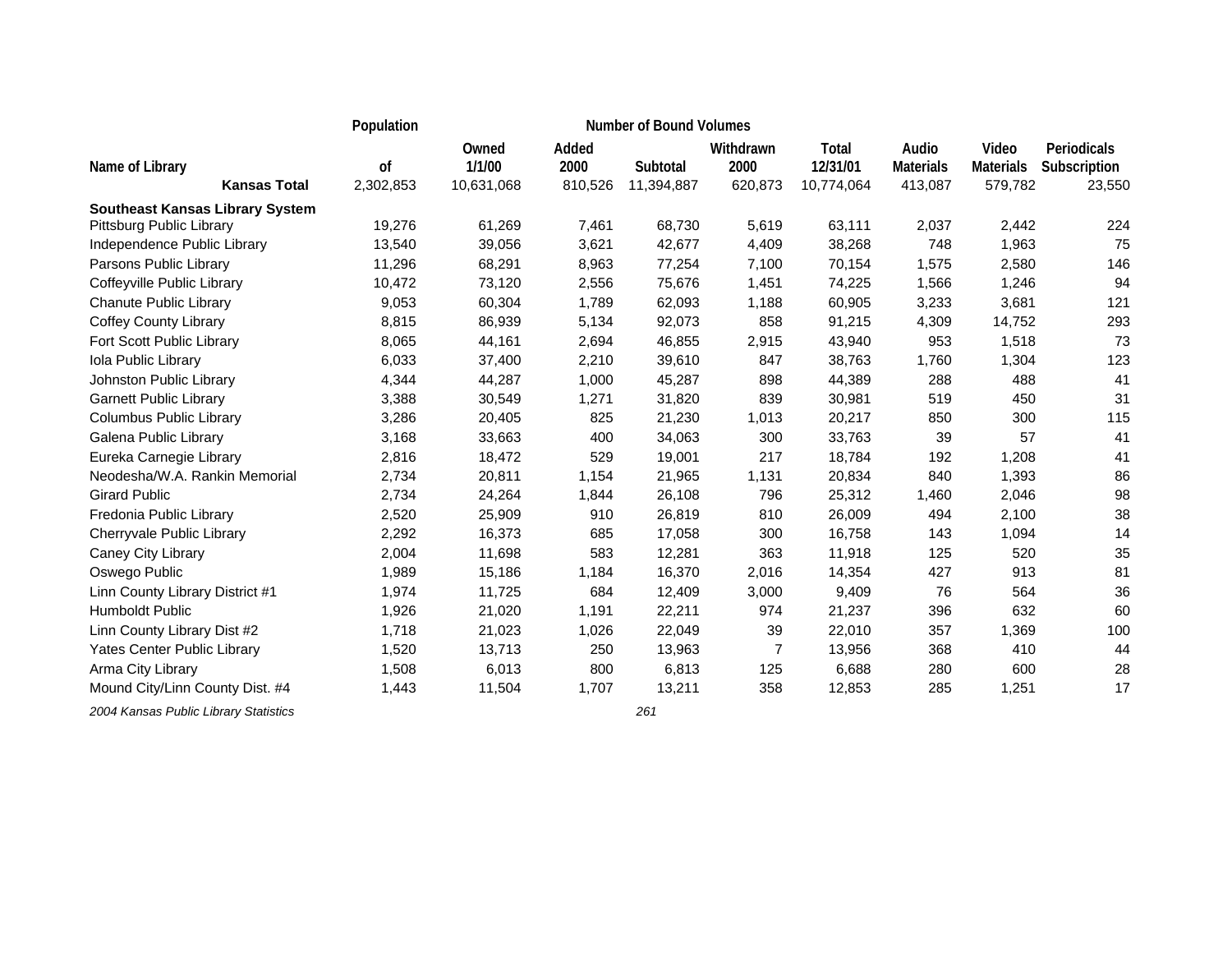| Name of Library | Population of | Owned 1/1/00 | Added 2000 | Subtotal | Withdrawn 2000 | Total 12/31/01 | Audio Materials | Video Materials | Periodicals Subscription |
|---|---|---|---|---|---|---|---|---|---|
| | | Number of Bound Volumes | | | | | | | |
| **Kansas Total** | 2,302,853 | 10,631,068 | 810,526 | 11,394,887 | 620,873 | 10,774,064 | 413,087 | 579,782 | 23,550 |
| **Southeast Kansas Library System** | | | | | | | | | |
| Pittsburg Public Library | 19,276 | 61,269 | 7,461 | 68,730 | 5,619 | 63,111 | 2,037 | 2,442 | 224 |
| Independence Public Library | 13,540 | 39,056 | 3,621 | 42,677 | 4,409 | 38,268 | 748 | 1,963 | 75 |
| Parsons Public Library | 11,296 | 68,291 | 8,963 | 77,254 | 7,100 | 70,154 | 1,575 | 2,580 | 146 |
| Coffeyville Public Library | 10,472 | 73,120 | 2,556 | 75,676 | 1,451 | 74,225 | 1,566 | 1,246 | 94 |
| Chanute Public Library | 9,053 | 60,304 | 1,789 | 62,093 | 1,188 | 60,905 | 3,233 | 3,681 | 121 |
| Coffey County Library | 8,815 | 86,939 | 5,134 | 92,073 | 858 | 91,215 | 4,309 | 14,752 | 293 |
| Fort Scott Public Library | 8,065 | 44,161 | 2,694 | 46,855 | 2,915 | 43,940 | 953 | 1,518 | 73 |
| Iola Public Library | 6,033 | 37,400 | 2,210 | 39,610 | 847 | 38,763 | 1,760 | 1,304 | 123 |
| Johnston Public Library | 4,344 | 44,287 | 1,000 | 45,287 | 898 | 44,389 | 288 | 488 | 41 |
| Garnett Public Library | 3,388 | 30,549 | 1,271 | 31,820 | 839 | 30,981 | 519 | 450 | 31 |
| Columbus Public Library | 3,286 | 20,405 | 825 | 21,230 | 1,013 | 20,217 | 850 | 300 | 115 |
| Galena Public Library | 3,168 | 33,663 | 400 | 34,063 | 300 | 33,763 | 39 | 57 | 41 |
| Eureka Carnegie Library | 2,816 | 18,472 | 529 | 19,001 | 217 | 18,784 | 192 | 1,208 | 41 |
| Neodesha/W.A. Rankin Memorial | 2,734 | 20,811 | 1,154 | 21,965 | 1,131 | 20,834 | 840 | 1,393 | 86 |
| Girard Public | 2,734 | 24,264 | 1,844 | 26,108 | 796 | 25,312 | 1,460 | 2,046 | 98 |
| Fredonia Public Library | 2,520 | 25,909 | 910 | 26,819 | 810 | 26,009 | 494 | 2,100 | 38 |
| Cherryvale Public Library | 2,292 | 16,373 | 685 | 17,058 | 300 | 16,758 | 143 | 1,094 | 14 |
| Caney City Library | 2,004 | 11,698 | 583 | 12,281 | 363 | 11,918 | 125 | 520 | 35 |
| Oswego Public | 1,989 | 15,186 | 1,184 | 16,370 | 2,016 | 14,354 | 427 | 913 | 81 |
| Linn County Library District #1 | 1,974 | 11,725 | 684 | 12,409 | 3,000 | 9,409 | 76 | 564 | 36 |
| Humboldt Public | 1,926 | 21,020 | 1,191 | 22,211 | 974 | 21,237 | 396 | 632 | 60 |
| Linn County Library Dist #2 | 1,718 | 21,023 | 1,026 | 22,049 | 39 | 22,010 | 357 | 1,369 | 100 |
| Yates Center Public Library | 1,520 | 13,713 | 250 | 13,963 | 7 | 13,956 | 368 | 410 | 44 |
| Arma City Library | 1,508 | 6,013 | 800 | 6,813 | 125 | 6,688 | 280 | 600 | 28 |
| Mound City/Linn County Dist. #4 | 1,443 | 11,504 | 1,707 | 13,211 | 358 | 12,853 | 285 | 1,251 | 17 |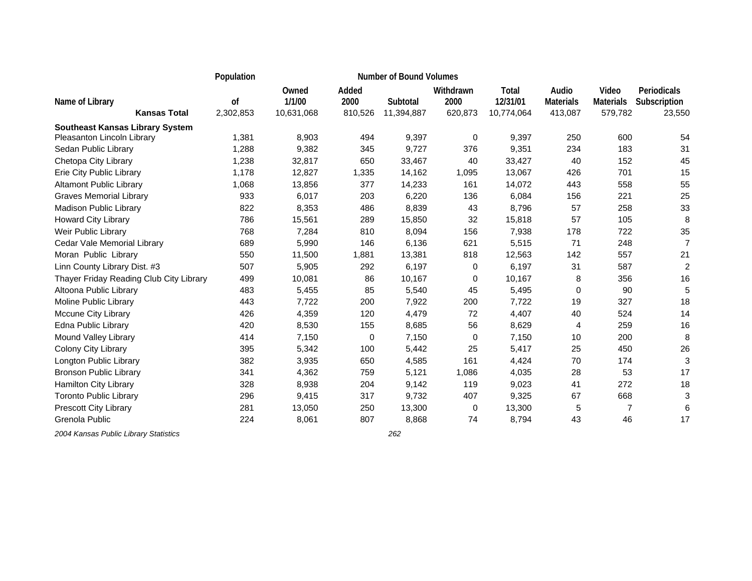| Name of Library | Population of | Number of Bound Volumes Owned 1/1/00 | Added 2000 | Subtotal | Withdrawn 2000 | Total 12/31/01 | Audio Materials | Video Materials | Periodicals Subscription |
|---|---|---|---|---|---|---|---|---|---|
| **Kansas Total** | 2,302,853 | 10,631,068 | 810,526 | 11,394,887 | 620,873 | 10,774,064 | 413,087 | 579,782 | 23,550 |
| **Southeast Kansas Library System** | | | | | | | | | |
| Pleasanton Lincoln Library | 1,381 | 8,903 | 494 | 9,397 | 0 | 9,397 | 250 | 600 | 54 |
| Sedan Public Library | 1,288 | 9,382 | 345 | 9,727 | 376 | 9,351 | 234 | 183 | 31 |
| Chetopa City Library | 1,238 | 32,817 | 650 | 33,467 | 40 | 33,427 | 40 | 152 | 45 |
| Erie City Public Library | 1,178 | 12,827 | 1,335 | 14,162 | 1,095 | 13,067 | 426 | 701 | 15 |
| Altamont Public Library | 1,068 | 13,856 | 377 | 14,233 | 161 | 14,072 | 443 | 558 | 55 |
| Graves Memorial Library | 933 | 6,017 | 203 | 6,220 | 136 | 6,084 | 156 | 221 | 25 |
| Madison Public Library | 822 | 8,353 | 486 | 8,839 | 43 | 8,796 | 57 | 258 | 33 |
| Howard City Library | 786 | 15,561 | 289 | 15,850 | 32 | 15,818 | 57 | 105 | 8 |
| Weir Public Library | 768 | 7,284 | 810 | 8,094 | 156 | 7,938 | 178 | 722 | 35 |
| Cedar Vale Memorial Library | 689 | 5,990 | 146 | 6,136 | 621 | 5,515 | 71 | 248 | 7 |
| Moran Public Library | 550 | 11,500 | 1,881 | 13,381 | 818 | 12,563 | 142 | 557 | 21 |
| Linn County Library Dist. #3 | 507 | 5,905 | 292 | 6,197 | 0 | 6,197 | 31 | 587 | 2 |
| Thayer Friday Reading Club City Library | 499 | 10,081 | 86 | 10,167 | 0 | 10,167 | 8 | 356 | 16 |
| Altoona Public Library | 483 | 5,455 | 85 | 5,540 | 45 | 5,495 | 0 | 90 | 5 |
| Moline Public Library | 443 | 7,722 | 200 | 7,922 | 200 | 7,722 | 19 | 327 | 18 |
| Mccune City Library | 426 | 4,359 | 120 | 4,479 | 72 | 4,407 | 40 | 524 | 14 |
| Edna Public Library | 420 | 8,530 | 155 | 8,685 | 56 | 8,629 | 4 | 259 | 16 |
| Mound Valley Library | 414 | 7,150 | 0 | 7,150 | 0 | 7,150 | 10 | 200 | 8 |
| Colony City Library | 395 | 5,342 | 100 | 5,442 | 25 | 5,417 | 25 | 450 | 26 |
| Longton Public Library | 382 | 3,935 | 650 | 4,585 | 161 | 4,424 | 70 | 174 | 3 |
| Bronson Public Library | 341 | 4,362 | 759 | 5,121 | 1,086 | 4,035 | 28 | 53 | 17 |
| Hamilton City Library | 328 | 8,938 | 204 | 9,142 | 119 | 9,023 | 41 | 272 | 18 |
| Toronto Public Library | 296 | 9,415 | 317 | 9,732 | 407 | 9,325 | 67 | 668 | 3 |
| Prescott City Library | 281 | 13,050 | 250 | 13,300 | 0 | 13,300 | 5 | 7 | 6 |
| Grenola Public | 224 | 8,061 | 807 | 8,868 | 74 | 8,794 | 43 | 46 | 17 |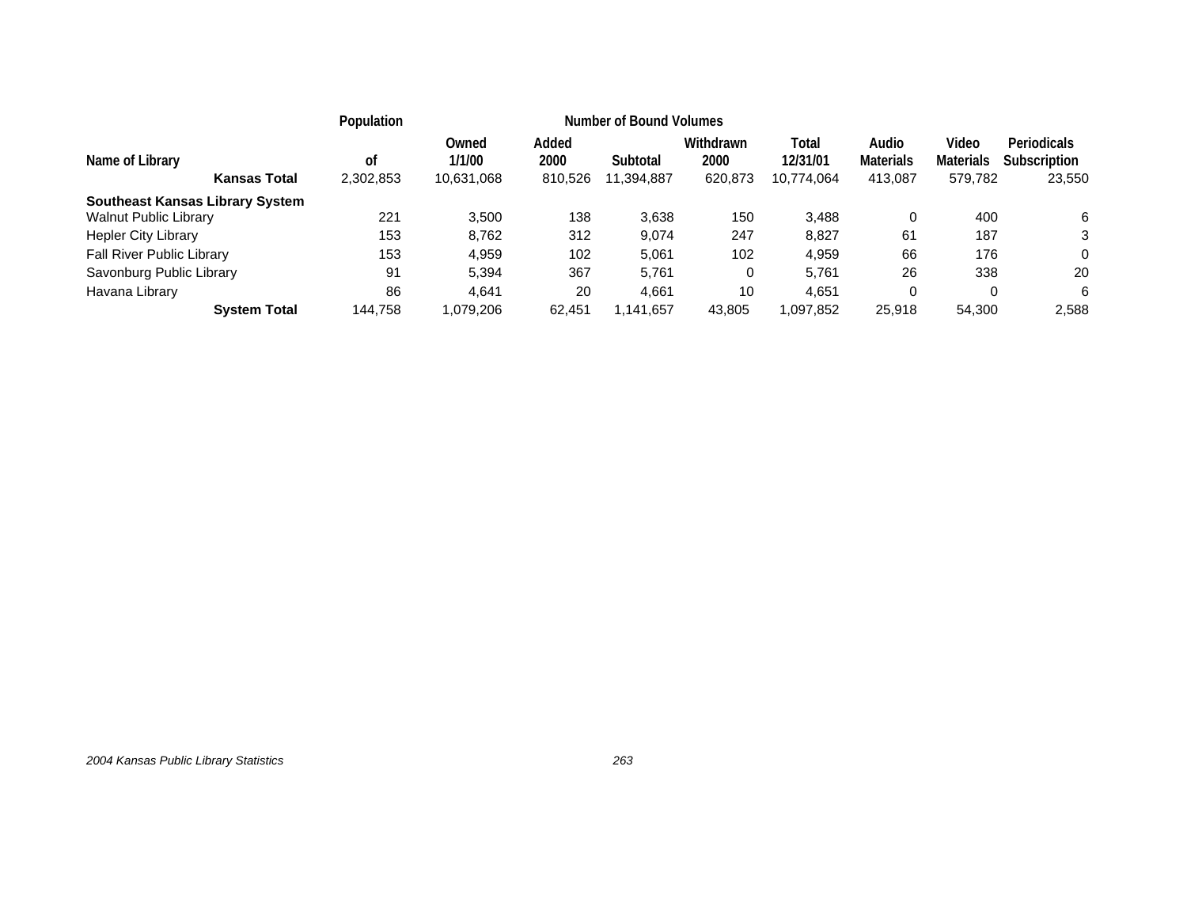| Name of Library | Population of | Number of Bound Volumes Owned 1/1/00 | Added 2000 | Subtotal | Withdrawn 2000 | Total 12/31/01 | Audio Materials | Video Materials | Periodicals Subscription |
|---|---|---|---|---|---|---|---|---|---|
| **Kansas Total** | 2,302,853 | 10,631,068 | 810,526 | 11,394,887 | 620,873 | 10,774,064 | 413,087 | 579,782 | 23,550 |
| **Southeast Kansas Library System** | | | | | | | | | |
| Walnut Public Library | 221 | 3,500 | 138 | 3,638 | 150 | 3,488 | 0 | 400 | 6 |
| Hepler City Library | 153 | 8,762 | 312 | 9,074 | 247 | 8,827 | 61 | 187 | 3 |
| Fall River Public Library | 153 | 4,959 | 102 | 5,061 | 102 | 4,959 | 66 | 176 | 0 |
| Savonburg Public Library | 91 | 5,394 | 367 | 5,761 | 0 | 5,761 | 26 | 338 | 20 |
| Havana Library | 86 | 4,641 | 20 | 4,661 | 10 | 4,651 | 0 | 0 | 6 |
| **System Total** | 144,758 | 1,079,206 | 62,451 | 1,141,657 | 43,805 | 1,097,852 | 25,918 | 54,300 | 2,588 |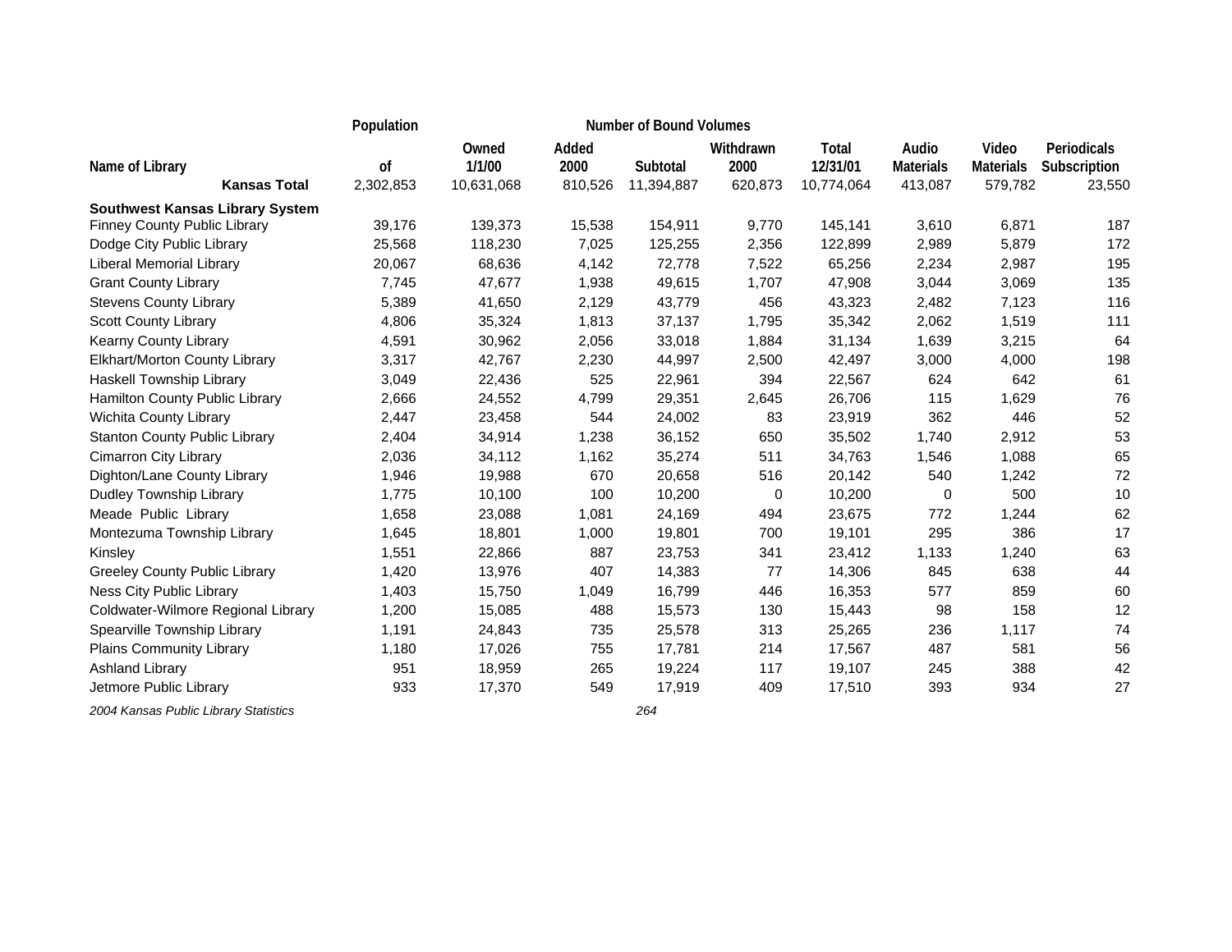| Name of Library | Population of | Number of Bound Volumes Owned 1/1/00 | Added 2000 | Subtotal | Withdrawn 2000 | Total 12/31/01 | Audio Materials | Video Materials | Periodicals Subscription |
|---|---|---|---|---|---|---|---|---|---|
| **Kansas Total** | 2,302,853 | 10,631,068 | 810,526 | 11,394,887 | 620,873 | 10,774,064 | 413,087 | 579,782 | 23,550 |
| **Southwest Kansas Library System** | | | | | | | | | |
| Finney County Public Library | 39,176 | 139,373 | 15,538 | 154,911 | 9,770 | 145,141 | 3,610 | 6,871 | 187 |
| Dodge City Public Library | 25,568 | 118,230 | 7,025 | 125,255 | 2,356 | 122,899 | 2,989 | 5,879 | 172 |
| Liberal Memorial Library | 20,067 | 68,636 | 4,142 | 72,778 | 7,522 | 65,256 | 2,234 | 2,987 | 195 |
| Grant County Library | 7,745 | 47,677 | 1,938 | 49,615 | 1,707 | 47,908 | 3,044 | 3,069 | 135 |
| Stevens County Library | 5,389 | 41,650 | 2,129 | 43,779 | 456 | 43,323 | 2,482 | 7,123 | 116 |
| Scott County Library | 4,806 | 35,324 | 1,813 | 37,137 | 1,795 | 35,342 | 2,062 | 1,519 | 111 |
| Kearny County Library | 4,591 | 30,962 | 2,056 | 33,018 | 1,884 | 31,134 | 1,639 | 3,215 | 64 |
| Elkhart/Morton County Library | 3,317 | 42,767 | 2,230 | 44,997 | 2,500 | 42,497 | 3,000 | 4,000 | 198 |
| Haskell Township Library | 3,049 | 22,436 | 525 | 22,961 | 394 | 22,567 | 624 | 642 | 61 |
| Hamilton County Public Library | 2,666 | 24,552 | 4,799 | 29,351 | 2,645 | 26,706 | 115 | 1,629 | 76 |
| Wichita County Library | 2,447 | 23,458 | 544 | 24,002 | 83 | 23,919 | 362 | 446 | 52 |
| Stanton County Public Library | 2,404 | 34,914 | 1,238 | 36,152 | 650 | 35,502 | 1,740 | 2,912 | 53 |
| Cimarron City Library | 2,036 | 34,112 | 1,162 | 35,274 | 511 | 34,763 | 1,546 | 1,088 | 65 |
| Dighton/Lane County Library | 1,946 | 19,988 | 670 | 20,658 | 516 | 20,142 | 540 | 1,242 | 72 |
| Dudley Township Library | 1,775 | 10,100 | 100 | 10,200 | 0 | 10,200 | 0 | 500 | 10 |
| Meade Public Library | 1,658 | 23,088 | 1,081 | 24,169 | 494 | 23,675 | 772 | 1,244 | 62 |
| Montezuma Township Library | 1,645 | 18,801 | 1,000 | 19,801 | 700 | 19,101 | 295 | 386 | 17 |
| Kinsley | 1,551 | 22,866 | 887 | 23,753 | 341 | 23,412 | 1,133 | 1,240 | 63 |
| Greeley County Public Library | 1,420 | 13,976 | 407 | 14,383 | 77 | 14,306 | 845 | 638 | 44 |
| Ness City Public Library | 1,403 | 15,750 | 1,049 | 16,799 | 446 | 16,353 | 577 | 859 | 60 |
| Coldwater-Wilmore Regional Library | 1,200 | 15,085 | 488 | 15,573 | 130 | 15,443 | 98 | 158 | 12 |
| Spearville Township Library | 1,191 | 24,843 | 735 | 25,578 | 313 | 25,265 | 236 | 1,117 | 74 |
| Plains Community Library | 1,180 | 17,026 | 755 | 17,781 | 214 | 17,567 | 487 | 581 | 56 |
| Ashland Library | 951 | 18,959 | 265 | 19,224 | 117 | 19,107 | 245 | 388 | 42 |
| Jetmore Public Library | 933 | 17,370 | 549 | 17,919 | 409 | 17,510 | 393 | 934 | 27 |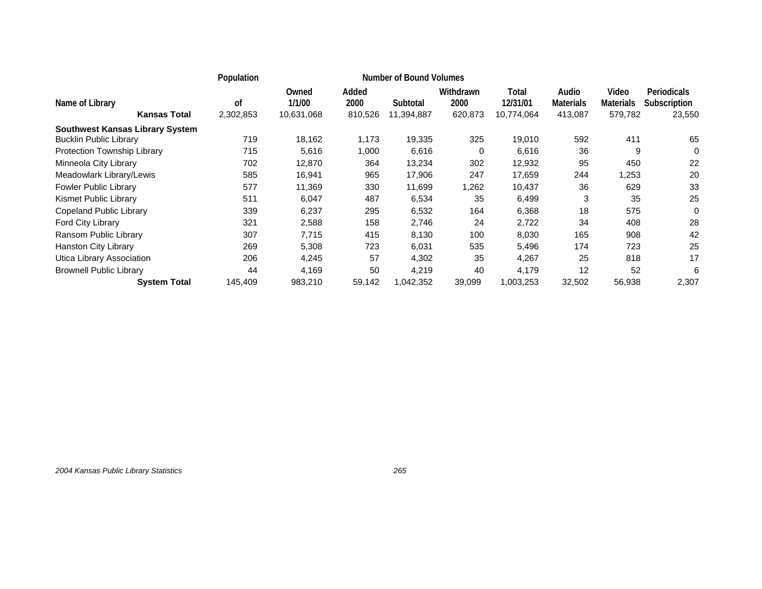| Name of Library | Population of | Number of Bound Volumes Owned 1/1/00 | Added 2000 | Subtotal | Withdrawn 2000 | Total 12/31/01 | Audio Materials | Video Materials | Periodicals Subscription |
|---|---|---|---|---|---|---|---|---|---|
| **Kansas Total** | 2,302,853 | 10,631,068 | 810,526 | 11,394,887 | 620,873 | 10,774,064 | 413,087 | 579,782 | 23,550 |
| **Southwest Kansas Library System** | | | | | | | | | |
| Bucklin Public Library | 719 | 18,162 | 1,173 | 19,335 | 325 | 19,010 | 592 | 411 | 65 |
| Protection Township Library | 715 | 5,616 | 1,000 | 6,616 | 0 | 6,616 | 36 | 9 | 0 |
| Minneola City Library | 702 | 12,870 | 364 | 13,234 | 302 | 12,932 | 95 | 450 | 22 |
| Meadowlark Library/Lewis | 585 | 16,941 | 965 | 17,906 | 247 | 17,659 | 244 | 1,253 | 20 |
| Fowler Public Library | 577 | 11,369 | 330 | 11,699 | 1,262 | 10,437 | 36 | 629 | 33 |
| Kismet Public Library | 511 | 6,047 | 487 | 6,534 | 35 | 6,499 | 3 | 35 | 25 |
| Copeland Public Library | 339 | 6,237 | 295 | 6,532 | 164 | 6,368 | 18 | 575 | 0 |
| Ford City Library | 321 | 2,588 | 158 | 2,746 | 24 | 2,722 | 34 | 408 | 28 |
| Ransom Public Library | 307 | 7,715 | 415 | 8,130 | 100 | 8,030 | 165 | 908 | 42 |
| Hanston City Library | 269 | 5,308 | 723 | 6,031 | 535 | 5,496 | 174 | 723 | 25 |
| Utica Library Association | 206 | 4,245 | 57 | 4,302 | 35 | 4,267 | 25 | 818 | 17 |
| Brownell Public Library | 44 | 4,169 | 50 | 4,219 | 40 | 4,179 | 12 | 52 | 6 |
| **System Total** | 145,409 | 983,210 | 59,142 | 1,042,352 | 39,099 | 1,003,253 | 32,502 | 56,938 | 2,307 |